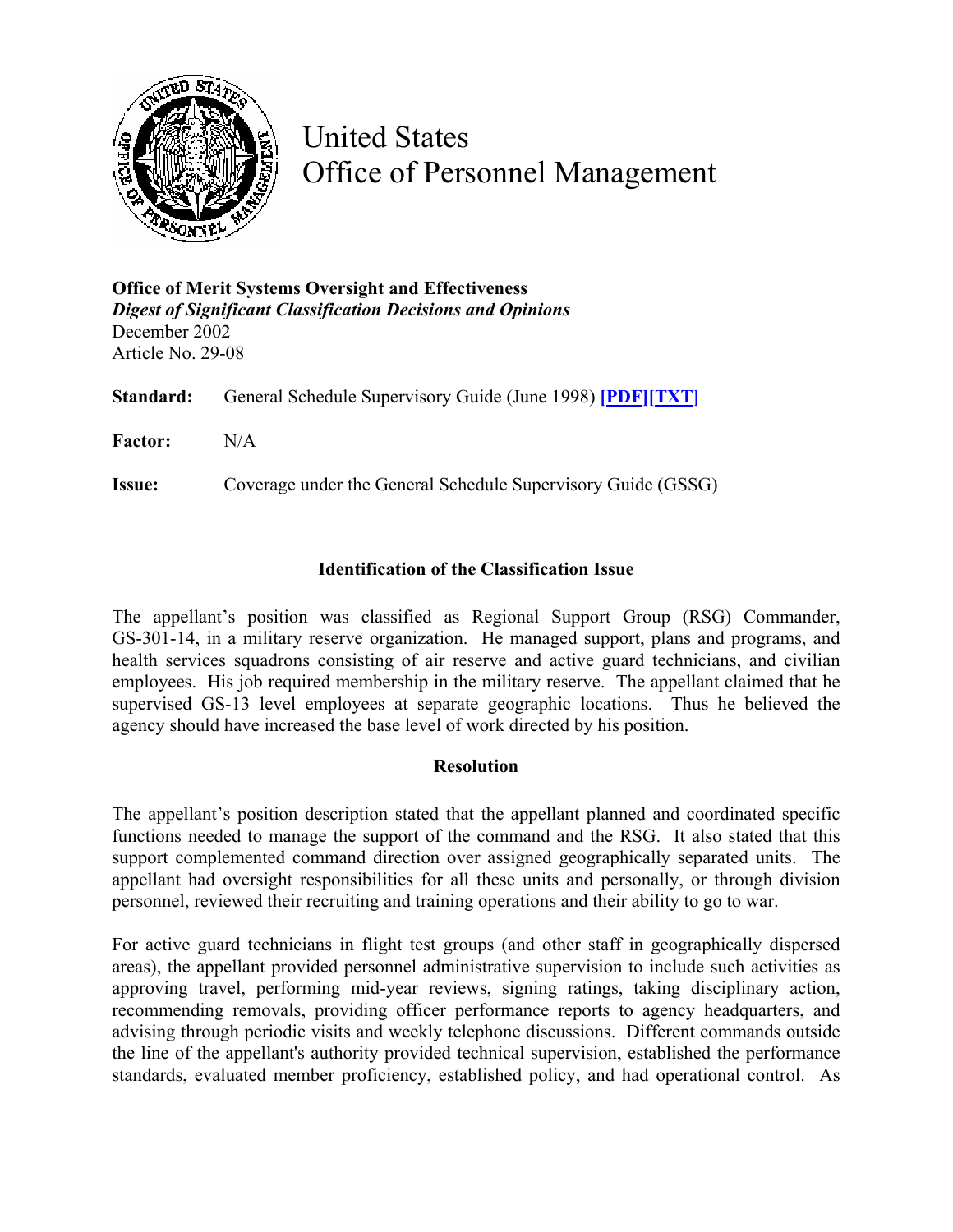# United States
# Office of Personnel Management

**Office of Merit Systems Oversight and Effectiveness**
***Digest of Significant Classification Decisions and Opinions***
December 2002
Article No. 29-08

**Standard:** General Schedule Supervisory Guide (June 1998) **[PDF][TXT]**

**Factor:** N/A

**Issue:** Coverage under the General Schedule Supervisory Guide (GSSG)

### Identification of the Classification Issue

The appellant's position was classified as Regional Support Group (RSG) Commander, GS-301-14, in a military reserve organization. He managed support, plans and programs, and health services squadrons consisting of air reserve and active guard technicians, and civilian employees. His job required membership in the military reserve. The appellant claimed that he supervised GS-13 level employees at separate geographic locations. Thus he believed the agency should have increased the base level of work directed by his position.

### Resolution

The appellant's position description stated that the appellant planned and coordinated specific functions needed to manage the support of the command and the RSG. It also stated that this support complemented command direction over assigned geographically separated units. The appellant had oversight responsibilities for all these units and personally, or through division personnel, reviewed their recruiting and training operations and their ability to go to war.

For active guard technicians in flight test groups (and other staff in geographically dispersed areas), the appellant provided personnel administrative supervision to include such activities as approving travel, performing mid-year reviews, signing ratings, taking disciplinary action, recommending removals, providing officer performance reports to agency headquarters, and advising through periodic visits and weekly telephone discussions. Different commands outside the line of the appellant's authority provided technical supervision, established the performance standards, evaluated member proficiency, established policy, and had operational control. As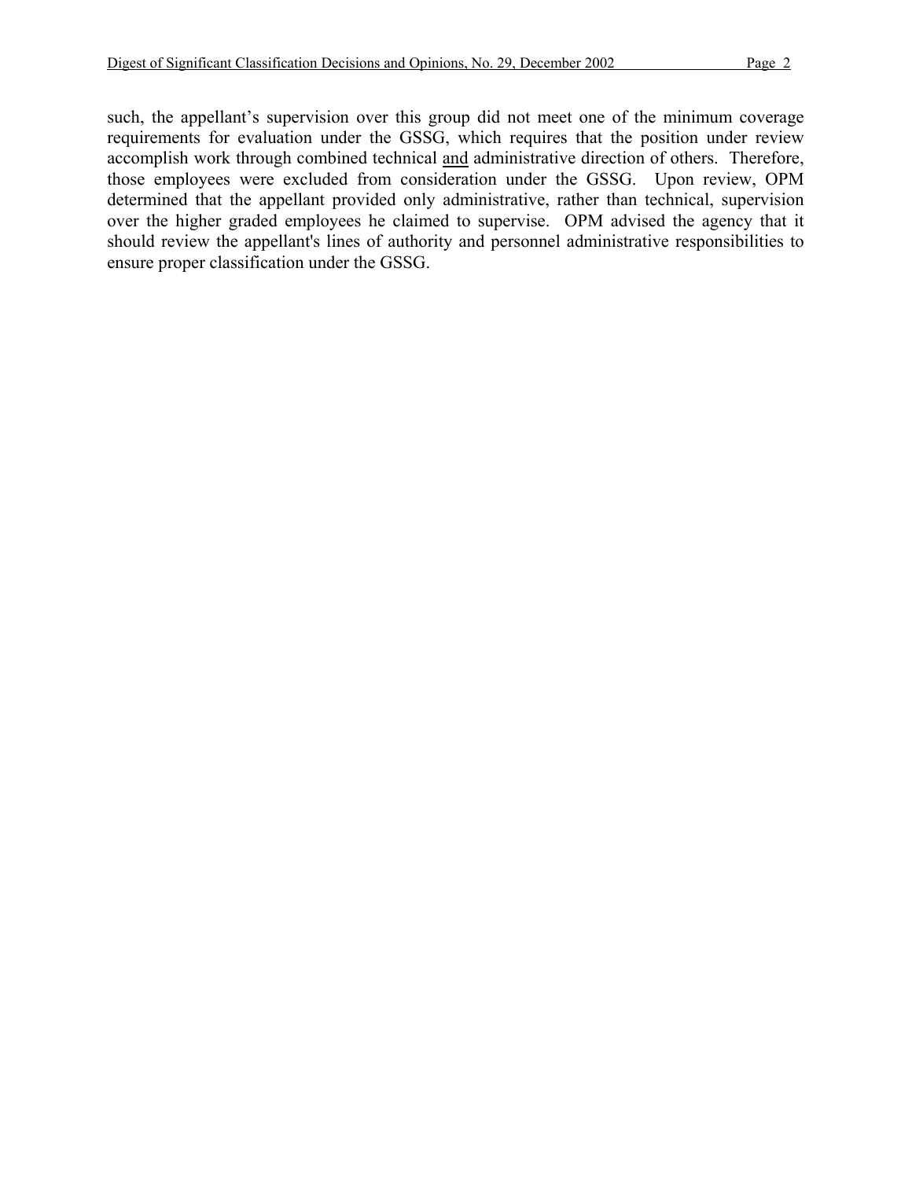such, the appellant's supervision over this group did not meet one of the minimum coverage requirements for evaluation under the GSSG, which requires that the position under review accomplish work through combined technical <u>and</u> administrative direction of others. Therefore, those employees were excluded from consideration under the GSSG. Upon review, OPM determined that the appellant provided only administrative, rather than technical, supervision over the higher graded employees he claimed to supervise. OPM advised the agency that it should review the appellant's lines of authority and personnel administrative responsibilities to ensure proper classification under the GSSG.